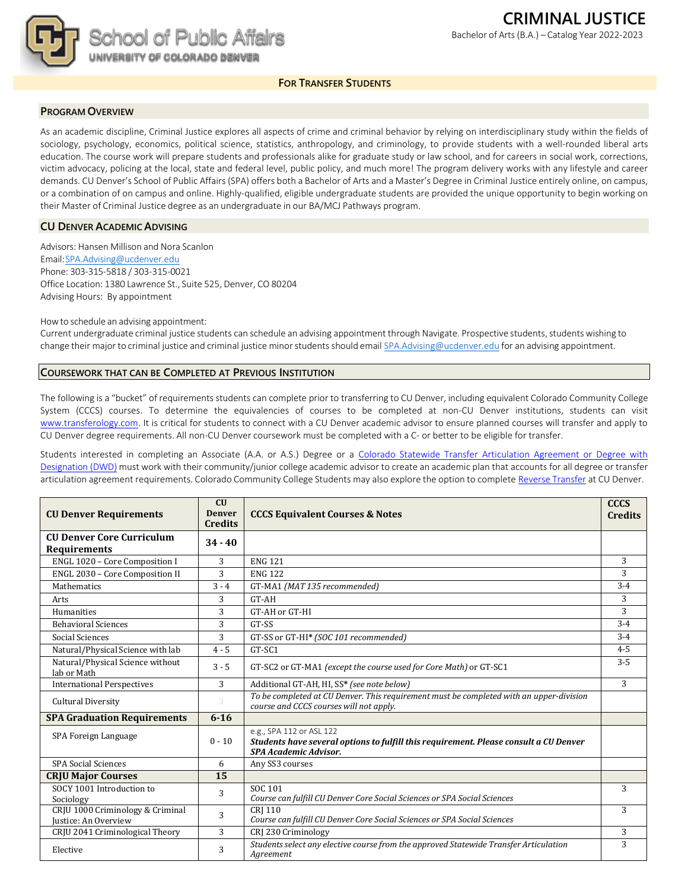School of Public Affairs
UNIVERSITY OF COLORADO DENVER

# CRIMINAL JUSTICE

Bachelor of Arts (B.A.) – Catalog Year 2022-2023

## FOR TRANSFER STUDENTS

### PROGRAM OVERVIEW

As an academic discipline, Criminal Justice explores all aspects of crime and criminal behavior by relying on interdisciplinary study within the fields of sociology, psychology, economics, political science, statistics, anthropology, and criminology, to provide students with a well-rounded liberal arts education. The course work will prepare students and professionals alike for graduate study or law school, and for careers in social work, corrections, victim advocacy, policing at the local, state and federal level, public policy, and much more! The program delivery works with any lifestyle and career demands. CU Denver's School of Public Affairs (SPA) offers both a Bachelor of Arts and a Master's Degree in Criminal Justice entirely online, on campus, or a combination of on campus and online. Highly-qualified, eligible undergraduate students are provided the unique opportunity to begin working on their Master of Criminal Justice degree as an undergraduate in our BA/MCJ Pathways program.

### CU DENVER ACADEMIC ADVISING

Advisors: Hansen Millison and Nora Scanlon
Email: SPA.Advising@ucdenver.edu
Phone: 303-315-5818 / 303-315-0021
Office Location: 1380 Lawrence St., Suite 525, Denver, CO 80204
Advising Hours: By appointment

How to schedule an advising appointment:
Current undergraduate criminal justice students can schedule an advising appointment through Navigate. Prospective students, students wishing to change their major to criminal justice and criminal justice minor students should email SPA.Advising@ucdenver.edu for an advising appointment.

### COURSEWORK THAT CAN BE COMPLETED AT PREVIOUS INSTITUTION

The following is a "bucket" of requirements students can complete prior to transferring to CU Denver, including equivalent Colorado Community College System (CCCS) courses. To determine the equivalencies of courses to be completed at non-CU Denver institutions, students can visit www.transferology.com. It is critical for students to connect with a CU Denver academic advisor to ensure planned courses will transfer and apply to CU Denver degree requirements. All non-CU Denver coursework must be completed with a C- or better to be eligible for transfer.

Students interested in completing an Associate (A.A. or A.S.) Degree or a Colorado Statewide Transfer Articulation Agreement or Degree with Designation (DWD) must work with their community/junior college academic advisor to create an academic plan that accounts for all degree or transfer articulation agreement requirements. Colorado Community College Students may also explore the option to complete Reverse Transfer at CU Denver.

| CU Denver Requirements | CU Denver Credits | CCCS Equivalent Courses & Notes | CCCS Credits |
|---|---|---|---|
| **CU Denver Core Curriculum Requirements** | **34 - 40** | | |
| ENGL 1020 – Core Composition I | 3 | ENG 121 | 3 |
| ENGL 2030 – Core Composition II | 3 | ENG 122 | 3 |
| Mathematics | 3 - 4 | GT-MA1 *(MAT 135 recommended)* | 3-4 |
| Arts | 3 | GT-AH | 3 |
| Humanities | 3 | GT-AH or GT-HI | 3 |
| Behavioral Sciences | 3 | GT-SS | 3-4 |
| Social Sciences | 3 | GT-SS or GT-HI* *(SOC 101 recommended)* | 3-4 |
| Natural/Physical Science with lab | 4 - 5 | GT-SC1 | 4-5 |
| Natural/Physical Science without lab or Math | 3 - 5 | GT-SC2 or GT-MA1 *(except the course used for Core Math)* or GT-SC1 | 3-5 |
| International Perspectives | 3 | Additional GT-AH, HI, SS* *(see note below)* | 3 |
| Cultural Diversity | 3 | *To be completed at CU Denver. This requirement must be completed with an upper-division course and CCCS courses will not apply.* | |
| **SPA Graduation Requirements** | **6-16** | | |
| SPA Foreign Language | 0 - 10 | e.g., SPA 112 or ASL 122 ***Students have several options to fulfill this requirement. Please consult a CU Denver SPA Academic Advisor.*** | |
| SPA Social Sciences | 6 | Any SS3 courses | |
| **CRJU Major Courses** | **15** | | |
| SOCY 1001 Introduction to Sociology | 3 | SOC 101 *Course can fulfill CU Denver Core Social Sciences or SPA Social Sciences* | 3 |
| CRJU 1000 Criminology & Criminal Justice: An Overview | 3 | CRJ 110 *Course can fulfill CU Denver Core Social Sciences or SPA Social Sciences* | 3 |
| CRJU 2041 Criminological Theory | 3 | CRJ 230 Criminology | 3 |
| Elective | 3 | *Students select any elective course from the approved Statewide Transfer Articulation Agreement* | 3 |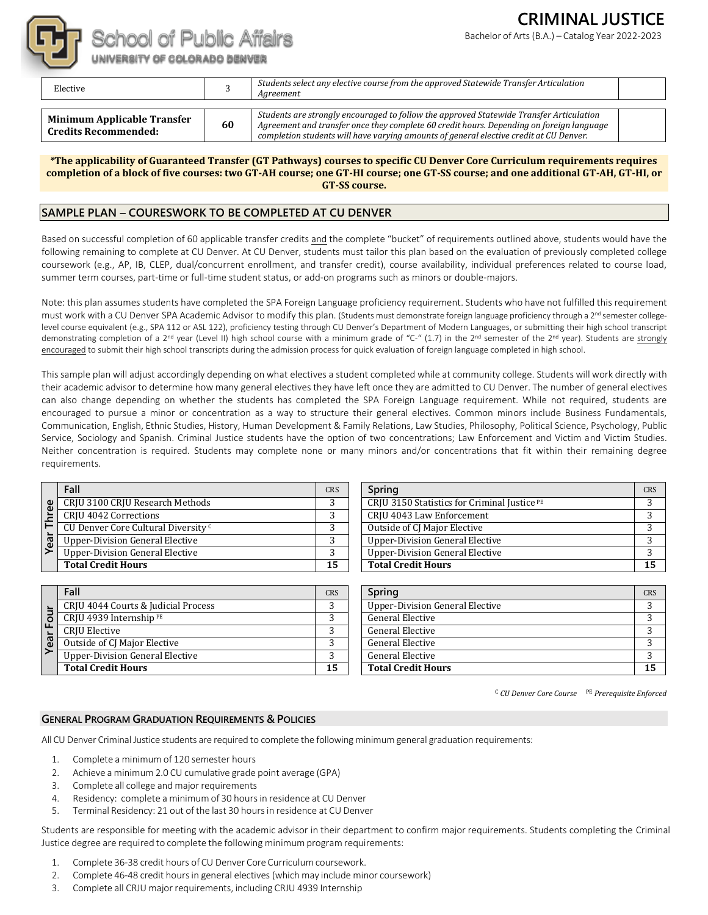| Elective | 3 | *Students select any elective course from the approved Statewide Transfer Articulation Agreement* | |
|---|---|---|---|

| **Minimum Applicable Transfer Credits Recommended:** | **60** | *Students are strongly encouraged to follow the approved Statewide Transfer Articulation Agreement and transfer once they complete 60 credit hours. Depending on foreign language completion students will have varying amounts of general elective credit at CU Denver.* | |
|---|---|---|---|

***The applicability of Guaranteed Transfer (GT Pathways) courses to specific CU Denver Core Curriculum requirements requires completion of a block of five courses: two GT-AH course; one GT-HI course; one GT-SS course; and one additional GT-AH, GT-HI, or GT-SS course.**

## SAMPLE PLAN – COURESWORK TO BE COMPLETED AT CU DENVER

Based on successful completion of 60 applicable transfer credits and the complete "bucket" of requirements outlined above, students would have the following remaining to complete at CU Denver. At CU Denver, students must tailor this plan based on the evaluation of previously completed college coursework (e.g., AP, IB, CLEP, dual/concurrent enrollment, and transfer credit), course availability, individual preferences related to course load, summer term courses, part-time or full-time student status, or add-on programs such as minors or double-majors.

Note: this plan assumes students have completed the SPA Foreign Language proficiency requirement. Students who have not fulfilled this requirement must work with a CU Denver SPA Academic Advisor to modify this plan. (Students must demonstrate foreign language proficiency through a 2nd semester college-level course equivalent (e.g., SPA 112 or ASL 122), proficiency testing through CU Denver's Department of Modern Languages, or submitting their high school transcript demonstrating completion of a 2nd year (Level II) high school course with a minimum grade of "C-" (1.7) in the 2nd semester of the 2nd year). Students are strongly encouraged to submit their high school transcripts during the admission process for quick evaluation of foreign language completed in high school.

This sample plan will adjust accordingly depending on what electives a student completed while at community college. Students will work directly with their academic advisor to determine how many general electives they have left once they are admitted to CU Denver. The number of general electives can also change depending on whether the students has completed the SPA Foreign Language requirement. While not required, students are encouraged to pursue a minor or concentration as a way to structure their general electives. Common minors include Business Fundamentals, Communication, English, Ethnic Studies, History, Human Development & Family Relations, Law Studies, Philosophy, Political Science, Psychology, Public Service, Sociology and Spanish. Criminal Justice students have the option of two concentrations; Law Enforcement and Victim and Victim Studies. Neither concentration is required. Students may complete none or many minors and/or concentrations that fit within their remaining degree requirements.

**Year Three**

| Fall | CRS | Spring | CRS |
|---|---|---|---|
| CRJU 3100 CRJU Research Methods | 3 | CRJU 3150 Statistics for Criminal Justice PE | 3 |
| CRJU 4042 Corrections | 3 | CRJU 4043 Law Enforcement | 3 |
| CU Denver Core Cultural Diversity C | 3 | Outside of CJ Major Elective | 3 |
| Upper-Division General Elective | 3 | Upper-Division General Elective | 3 |
| Upper-Division General Elective | 3 | Upper-Division General Elective | 3 |
| **Total Credit Hours** | **15** | **Total Credit Hours** | **15** |

**Year Four**

| Fall | CRS | Spring | CRS |
|---|---|---|---|
| CRJU 4044 Courts & Judicial Process | 3 | Upper-Division General Elective | 3 |
| CRJU 4939 Internship PE | 3 | General Elective | 3 |
| CRJU Elective | 3 | General Elective | 3 |
| Outside of CJ Major Elective | 3 | General Elective | 3 |
| Upper-Division General Elective | 3 | General Elective | 3 |
| **Total Credit Hours** | **15** | **Total Credit Hours** | **15** |

*C CU Denver Core Course* *PE Prerequisite Enforced*

## GENERAL PROGRAM GRADUATION REQUIREMENTS & POLICIES

All CU Denver Criminal Justice students are required to complete the following minimum general graduation requirements:

1. Complete a minimum of 120 semester hours
2. Achieve a minimum 2.0 CU cumulative grade point average (GPA)
3. Complete all college and major requirements
4. Residency: complete a minimum of 30 hours in residence at CU Denver
5. Terminal Residency: 21 out of the last 30 hours in residence at CU Denver

Students are responsible for meeting with the academic advisor in their department to confirm major requirements. Students completing the Criminal Justice degree are required to complete the following minimum program requirements:

1. Complete 36-38 credit hours of CU Denver Core Curriculum coursework.
2. Complete 46-48 credit hours in general electives (which may include minor coursework)
3. Complete all CRJU major requirements, including CRJU 4939 Internship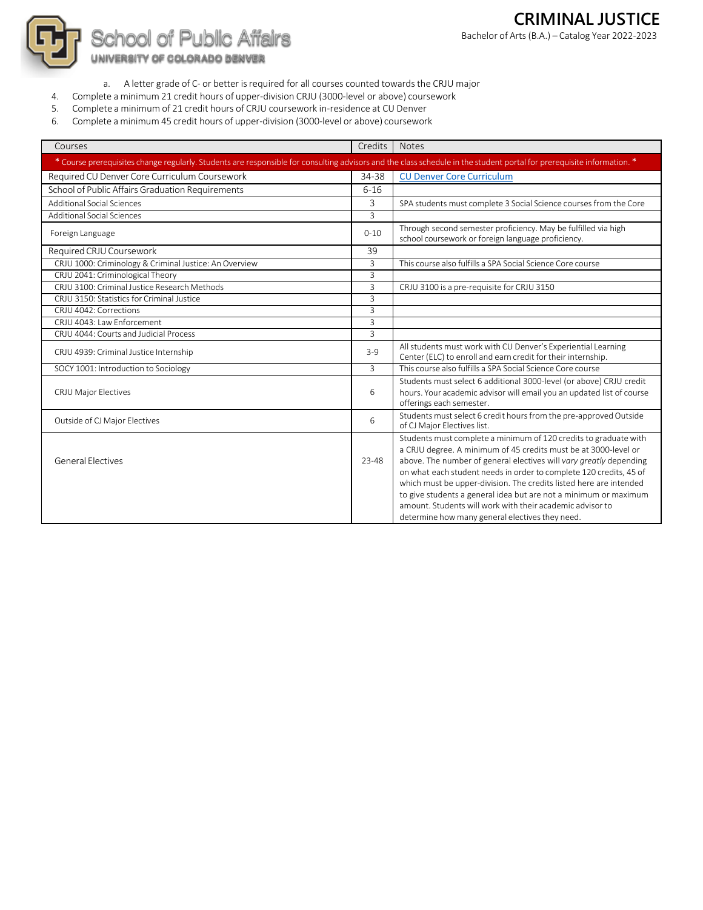a. A letter grade of C- or better is required for all courses counted towards the CRJU major

4. Complete a minimum 21 credit hours of upper-division CRJU (3000-level or above) coursework
5. Complete a minimum of 21 credit hours of CRJU coursework in-residence at CU Denver
6. Complete a minimum 45 credit hours of upper-division (3000-level or above) coursework

| Courses | Credits | Notes |
|---|---|---|
| * Course prerequisites change regularly. Students are responsible for consulting advisors and the class schedule in the student portal for prerequisite information. * | | |
| Required CU Denver Core Curriculum Coursework | 34-38 | [CU Denver Core Curriculum]() |
| School of Public Affairs Graduation Requirements | 6-16 | |
| Additional Social Sciences | 3 | SPA students must complete 3 Social Science courses from the Core |
| Additional Social Sciences | 3 | |
| Foreign Language | 0-10 | Through second semester proficiency. May be fulfilled via high school coursework or foreign language proficiency. |
| Required CRJU Coursework | 39 | |
| CRJU 1000: Criminology & Criminal Justice: An Overview | 3 | This course also fulfills a SPA Social Science Core course |
| CRJU 2041: Criminological Theory | 3 | |
| CRJU 3100: Criminal Justice Research Methods | 3 | CRJU 3100 is a pre-requisite for CRJU 3150 |
| CRJU 3150: Statistics for Criminal Justice | 3 | |
| CRJU 4042: Corrections | 3 | |
| CRJU 4043: Law Enforcement | 3 | |
| CRJU 4044: Courts and Judicial Process | 3 | |
| CRJU 4939: Criminal Justice Internship | 3-9 | All students must work with CU Denver's Experiential Learning Center (ELC) to enroll and earn credit for their internship. |
| SOCY 1001: Introduction to Sociology | 3 | This course also fulfills a SPA Social Science Core course |
| CRJU Major Electives | 6 | Students must select 6 additional 3000-level (or above) CRJU credit hours. Your academic advisor will email you an updated list of course offerings each semester. |
| Outside of CJ Major Electives | 6 | Students must select 6 credit hours from the pre-approved Outside of CJ Major Electives list. |
| General Electives | 23-48 | Students must complete a minimum of 120 credits to graduate with a CRJU degree. A minimum of 45 credits must be at 3000-level or above. The number of general electives will *vary greatly* depending on what each student needs in order to complete 120 credits, 45 of which must be upper-division. The credits listed here are intended to give students a general idea but are not a minimum or maximum amount. Students will work with their academic advisor to determine how many general electives they need. |